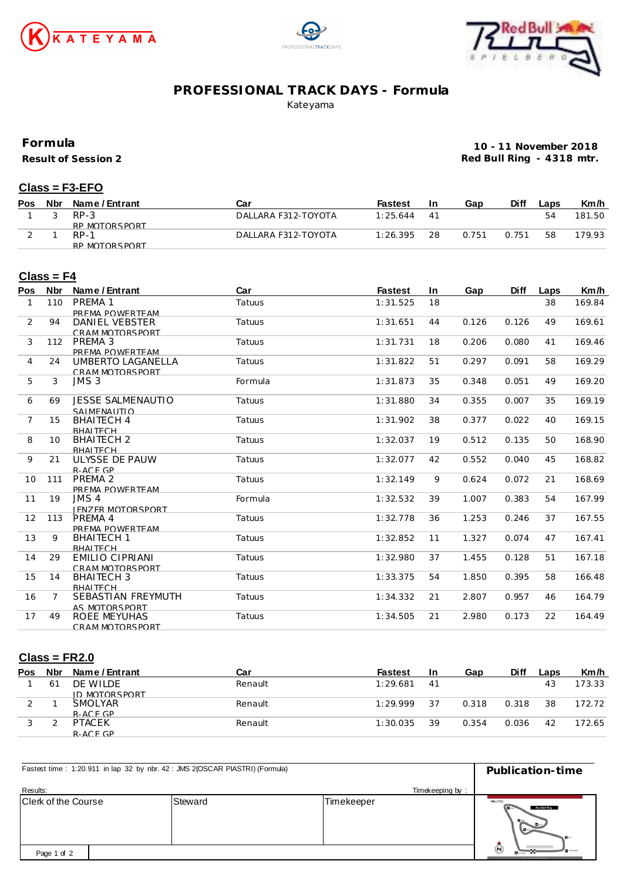# PROFESSIONAL TRACK DAYS - Formula

Kateyama

## Formula

**Result of Session 2**

**10 - 11 November 2018**
**Red Bull Ring - 4318 mtr.**

### Class = F3-EFO

| Pos | Nbr | Name / Entrant | Car | Fastest | In | Gap | Diff | Laps | Km/h |
|---|---|---|---|---|---|---|---|---|---|
| 1 | 3 | RP-3<br>RP MOTORSPORT | DALLARA F312-TOYOTA | 1:25.644 | 41 | | | 54 | 181.50 |
| 2 | 1 | RP-1<br>RP MOTORSPORT | DALLARA F312-TOYOTA | 1:26.395 | 28 | 0.751 | 0.751 | 58 | 179.93 |

### Class = F4

| Pos | Nbr | Name / Entrant | Car | Fastest | In | Gap | Diff | Laps | Km/h |
|---|---|---|---|---|---|---|---|---|---|
| 1 | 110 | PREMA 1<br>PREMA POWERTEAM | Tatuus | 1:31.525 | 18 | | | 38 | 169.84 |
| 2 | 94 | DANIEL VEBSTER<br>CRAM MOTORSPORT | Tatuus | 1:31.651 | 44 | 0.126 | 0.126 | 49 | 169.61 |
| 3 | 112 | PREMA 3<br>PREMA POWERTEAM | Tatuus | 1:31.731 | 18 | 0.206 | 0.080 | 41 | 169.46 |
| 4 | 24 | UMBERTO LAGANELLA<br>CRAM MOTORSPORT | Tatuus | 1:31.822 | 51 | 0.297 | 0.091 | 58 | 169.29 |
| 5 | 3 | JMS 3 | Formula | 1:31.873 | 35 | 0.348 | 0.051 | 49 | 169.20 |
| 6 | 69 | JESSE SALMENAUTIO<br>SALMENAUTIO | Tatuus | 1:31.880 | 34 | 0.355 | 0.007 | 35 | 169.19 |
| 7 | 15 | BHAITECH 4<br>BHAITECH | Tatuus | 1:31.902 | 38 | 0.377 | 0.022 | 40 | 169.15 |
| 8 | 10 | BHAITECH 2<br>BHAITECH | Tatuus | 1:32.037 | 19 | 0.512 | 0.135 | 50 | 168.90 |
| 9 | 21 | ULYSSE DE PAUW<br>R-ACE GP | Tatuus | 1:32.077 | 42 | 0.552 | 0.040 | 45 | 168.82 |
| 10 | 111 | PREMA 2<br>PREMA POWERTEAM | Tatuus | 1:32.149 | 9 | 0.624 | 0.072 | 21 | 168.69 |
| 11 | 19 | JMS 4<br>JENZER MOTORSPORT | Formula | 1:32.532 | 39 | 1.007 | 0.383 | 54 | 167.99 |
| 12 | 113 | PREMA 4<br>PREMA POWERTEAM | Tatuus | 1:32.778 | 36 | 1.253 | 0.246 | 37 | 167.55 |
| 13 | 9 | BHAITECH 1<br>BHAITECH | Tatuus | 1:32.852 | 11 | 1.327 | 0.074 | 47 | 167.41 |
| 14 | 29 | EMILIO CIPRIANI<br>CRAM MOTORSPORT | Tatuus | 1:32.980 | 37 | 1.455 | 0.128 | 51 | 167.18 |
| 15 | 14 | BHAITECH 3<br>BHAITECH | Tatuus | 1:33.375 | 54 | 1.850 | 0.395 | 58 | 166.48 |
| 16 | 7 | SEBASTIAN FREYMUTH<br>AS MOTORSPORT | Tatuus | 1:34.332 | 21 | 2.807 | 0.957 | 46 | 164.79 |
| 17 | 49 | ROEE MEYUHAS<br>CRAM MOTORSPORT | Tatuus | 1:34.505 | 21 | 2.980 | 0.173 | 22 | 164.49 |

### Class = FR2.0

| Pos | Nbr | Name / Entrant | Car | Fastest | In | Gap | Diff | Laps | Km/h |
|---|---|---|---|---|---|---|---|---|---|
| 1 | 61 | DE WILDE<br>JD MOTORSPORT | Renault | 1:29.681 | 41 | | | 43 | 173.33 |
| 2 | 1 | SMOLYAR<br>R-ACE GP | Renault | 1:29.999 | 37 | 0.318 | 0.318 | 38 | 172.72 |
| 3 | 2 | PTACEK<br>R-ACE GP | Renault | 1:30.035 | 39 | 0.354 | 0.036 | 42 | 172.65 |

Fastest time : 1:20.911 in lap 32 by nbr. 42 : JMS 2(OSCAR PIASTRI) (Formula)

**Publication-time**

Results: Timekeeping by :

| Clerk of the Course | Steward | Timekeeper |
|---|---|---|
| | | |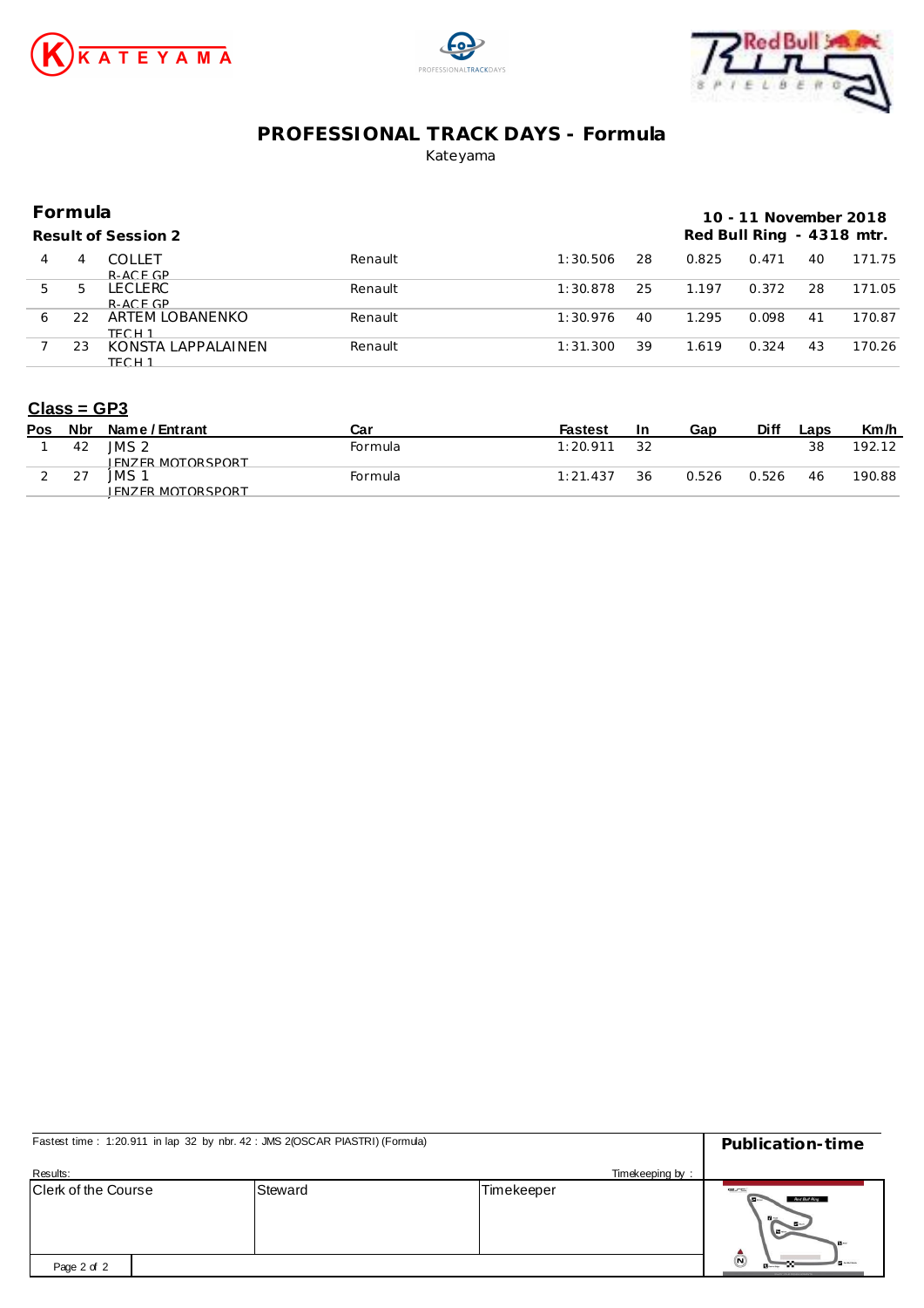# PROFESSIONAL TRACK DAYS - Formula

Kateyama

## Formula

**Result of Session 2**

**10 - 11 November 2018**
**Red Bull Ring - 4318 mtr.**

| Pos | Nbr | Name / Entrant | Car | Fastest | In | Gap | Diff | Laps | Km/h |
|---|---|---|---|---|---|---|---|---|---|
| 4 | 4 | COLLET<br>R-ACE GP | Renault | 1:30.506 | 28 | 0.825 | 0.471 | 40 | 171.75 |
| 5 | 5 | LECLERC<br>R-ACE GP | Renault | 1:30.878 | 25 | 1.197 | 0.372 | 28 | 171.05 |
| 6 | 22 | ARTEM LOBANENKO<br>TECH 1 | Renault | 1:30.976 | 40 | 1.295 | 0.098 | 41 | 170.87 |
| 7 | 23 | KONSTA LAPPALAINEN<br>TECH 1 | Renault | 1:31.300 | 39 | 1.619 | 0.324 | 43 | 170.26 |

**Class = GP3**

| Pos | Nbr | Name / Entrant | Car | Fastest | In | Gap | Diff | Laps | Km/h |
|---|---|---|---|---|---|---|---|---|---|
| 1 | 42 | JMS 2<br>JENZER MOTORSPORT | Formula | 1:20.911 | 32 | | | 38 | 192.12 |
| 2 | 27 | JMS 1<br>JENZER MOTORSPORT | Formula | 1:21.437 | 36 | 0.526 | 0.526 | 46 | 190.88 |

Fastest time : 1:20.911 in lap 32 by nbr. 42 : JMS 2(OSCAR PIASTRI) (Formula)

**Publication-time**

Results:

Timekeeping by :

| Clerk of the Course | Steward | Timekeeper |
|---|---|---|
| | | |